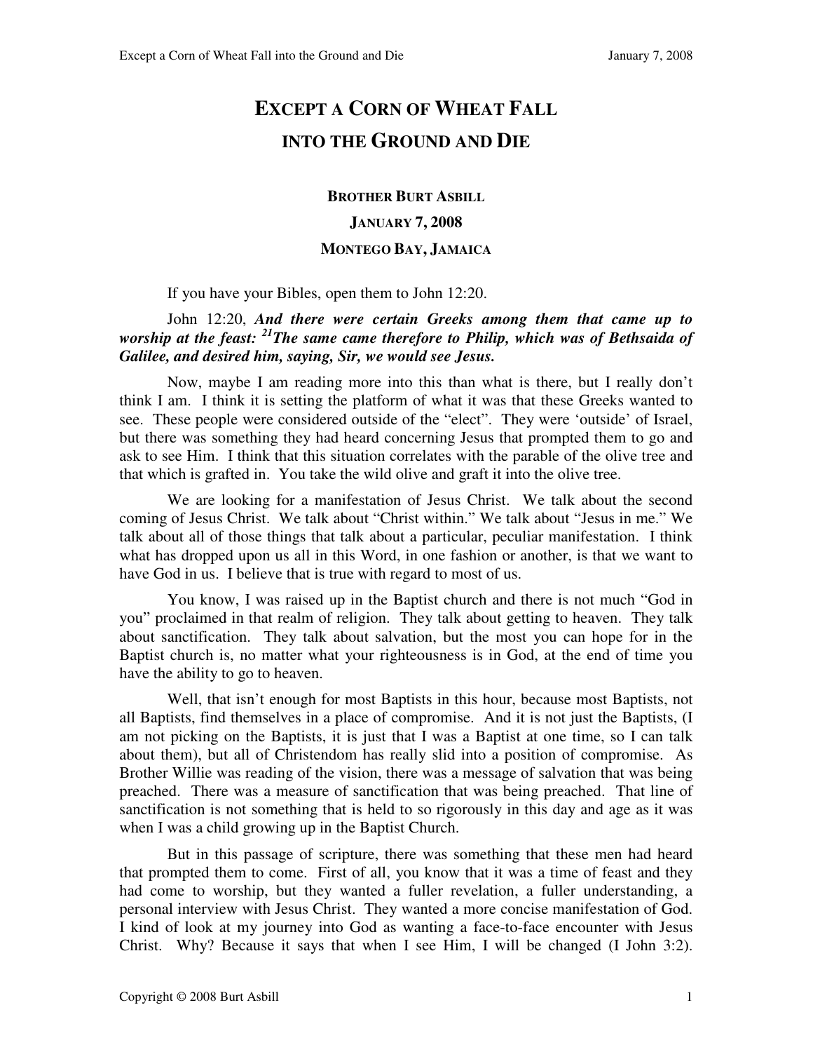# EXCEPT A CORN OF WHEAT FALL INTO THE GROUND AND DIE

**BROTHER BURT ASBILL**

**JANUARY 7, 2008**

**MONTEGO BAY, JAMAICA**

If you have your Bibles, open them to John 12:20.

John 12:20, ***And there were certain Greeks among them that came up to worship at the feast: [21]The same came therefore to Philip, which was of Bethsaida of Galilee, and desired him, saying, Sir, we would see Jesus.***

Now, maybe I am reading more into this than what is there, but I really don't think I am. I think it is setting the platform of what it was that these Greeks wanted to see. These people were considered outside of the "elect". They were 'outside' of Israel, but there was something they had heard concerning Jesus that prompted them to go and ask to see Him. I think that this situation correlates with the parable of the olive tree and that which is grafted in. You take the wild olive and graft it into the olive tree.

We are looking for a manifestation of Jesus Christ. We talk about the second coming of Jesus Christ. We talk about "Christ within." We talk about "Jesus in me." We talk about all of those things that talk about a particular, peculiar manifestation. I think what has dropped upon us all in this Word, in one fashion or another, is that we want to have God in us. I believe that is true with regard to most of us.

You know, I was raised up in the Baptist church and there is not much "God in you" proclaimed in that realm of religion. They talk about getting to heaven. They talk about sanctification. They talk about salvation, but the most you can hope for in the Baptist church is, no matter what your righteousness is in God, at the end of time you have the ability to go to heaven.

Well, that isn't enough for most Baptists in this hour, because most Baptists, not all Baptists, find themselves in a place of compromise. And it is not just the Baptists, (I am not picking on the Baptists, it is just that I was a Baptist at one time, so I can talk about them), but all of Christendom has really slid into a position of compromise. As Brother Willie was reading of the vision, there was a message of salvation that was being preached. There was a measure of sanctification that was being preached. That line of sanctification is not something that is held to so rigorously in this day and age as it was when I was a child growing up in the Baptist Church.

But in this passage of scripture, there was something that these men had heard that prompted them to come. First of all, you know that it was a time of feast and they had come to worship, but they wanted a fuller revelation, a fuller understanding, a personal interview with Jesus Christ. They wanted a more concise manifestation of God. I kind of look at my journey into God as wanting a face-to-face encounter with Jesus Christ. Why? Because it says that when I see Him, I will be changed (I John 3:2).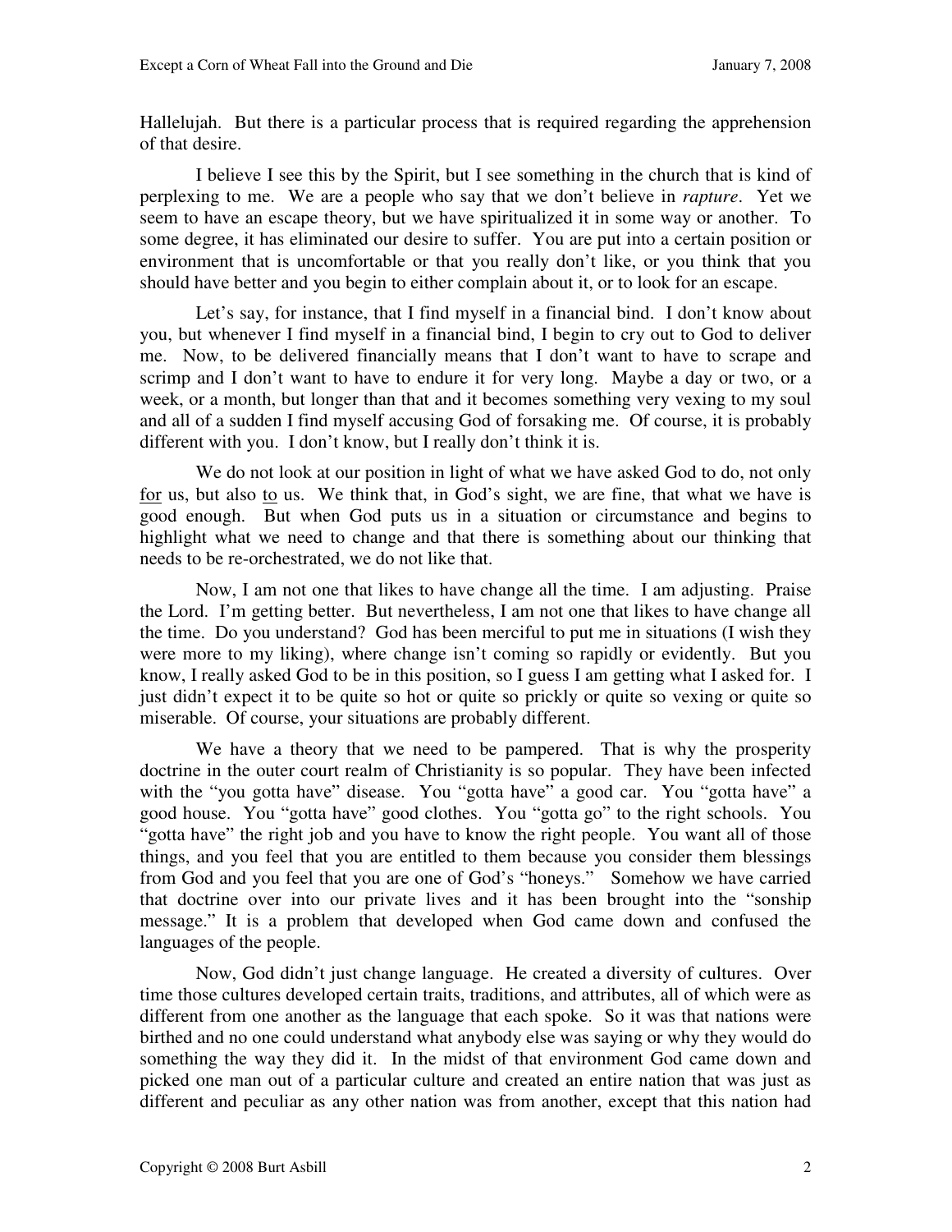Hallelujah. But there is a particular process that is required regarding the apprehension of that desire.

I believe I see this by the Spirit, but I see something in the church that is kind of perplexing to me. We are a people who say that we don't believe in *rapture*. Yet we seem to have an escape theory, but we have spiritualized it in some way or another. To some degree, it has eliminated our desire to suffer. You are put into a certain position or environment that is uncomfortable or that you really don't like, or you think that you should have better and you begin to either complain about it, or to look for an escape.

Let's say, for instance, that I find myself in a financial bind. I don't know about you, but whenever I find myself in a financial bind, I begin to cry out to God to deliver me. Now, to be delivered financially means that I don't want to have to scrape and scrimp and I don't want to have to endure it for very long. Maybe a day or two, or a week, or a month, but longer than that and it becomes something very vexing to my soul and all of a sudden I find myself accusing God of forsaking me. Of course, it is probably different with you. I don't know, but I really don't think it is.

We do not look at our position in light of what we have asked God to do, not only <u>for</u> us, but also <u>to</u> us. We think that, in God's sight, we are fine, that what we have is good enough. But when God puts us in a situation or circumstance and begins to highlight what we need to change and that there is something about our thinking that needs to be re-orchestrated, we do not like that.

Now, I am not one that likes to have change all the time. I am adjusting. Praise the Lord. I'm getting better. But nevertheless, I am not one that likes to have change all the time. Do you understand? God has been merciful to put me in situations (I wish they were more to my liking), where change isn't coming so rapidly or evidently. But you know, I really asked God to be in this position, so I guess I am getting what I asked for. I just didn't expect it to be quite so hot or quite so prickly or quite so vexing or quite so miserable. Of course, your situations are probably different.

We have a theory that we need to be pampered. That is why the prosperity doctrine in the outer court realm of Christianity is so popular. They have been infected with the "you gotta have" disease. You "gotta have" a good car. You "gotta have" a good house. You "gotta have" good clothes. You "gotta go" to the right schools. You "gotta have" the right job and you have to know the right people. You want all of those things, and you feel that you are entitled to them because you consider them blessings from God and you feel that you are one of God's "honeys." Somehow we have carried that doctrine over into our private lives and it has been brought into the "sonship message." It is a problem that developed when God came down and confused the languages of the people.

Now, God didn't just change language. He created a diversity of cultures. Over time those cultures developed certain traits, traditions, and attributes, all of which were as different from one another as the language that each spoke. So it was that nations were birthed and no one could understand what anybody else was saying or why they would do something the way they did it. In the midst of that environment God came down and picked one man out of a particular culture and created an entire nation that was just as different and peculiar as any other nation was from another, except that this nation had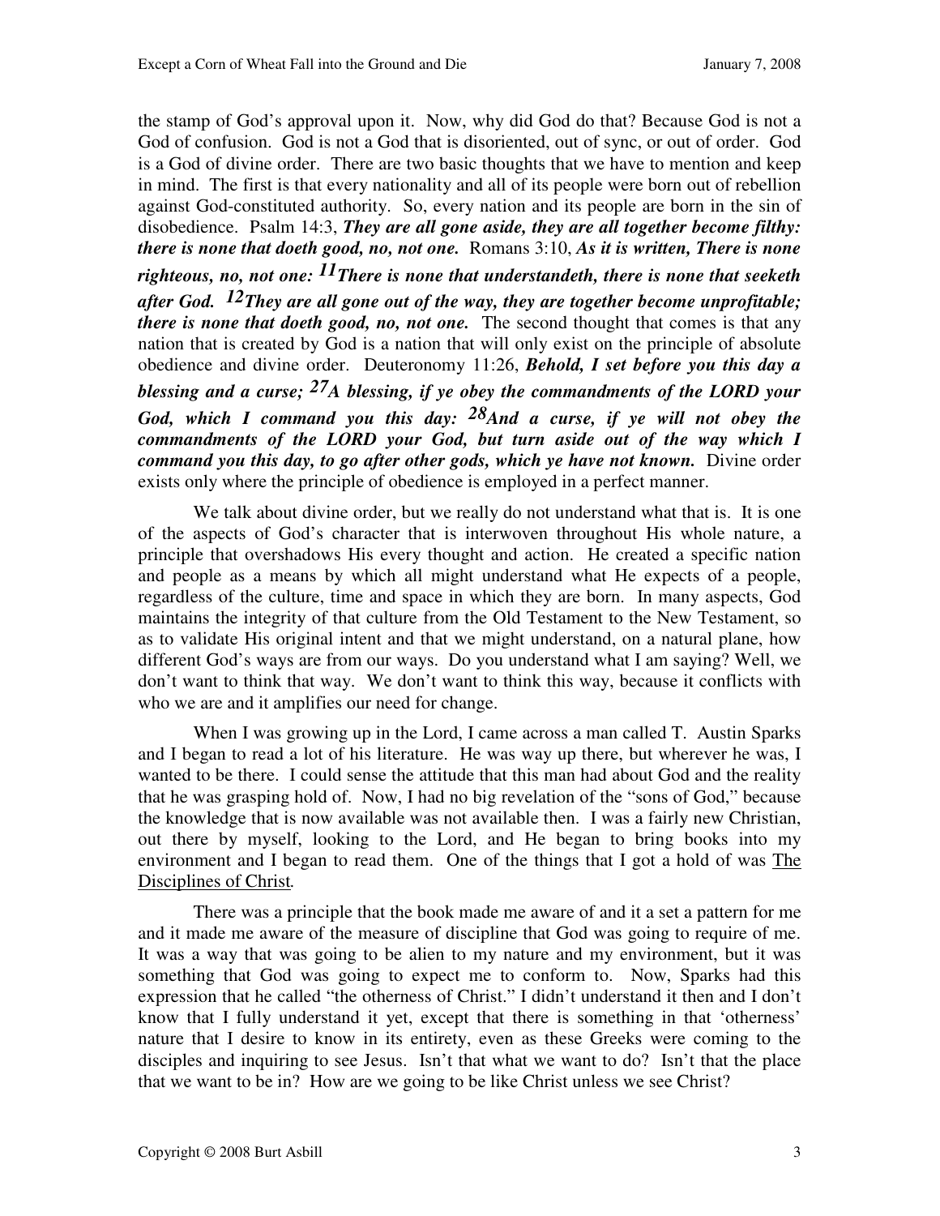the stamp of God's approval upon it. Now, why did God do that? Because God is not a God of confusion. God is not a God that is disoriented, out of sync, or out of order. God is a God of divine order. There are two basic thoughts that we have to mention and keep in mind. The first is that every nationality and all of its people were born out of rebellion against God-constituted authority. So, every nation and its people are born in the sin of disobedience. Psalm 14:3, ***They are all gone aside, they are all together become filthy: there is none that doeth good, no, not one.*** Romans 3:10, ***As it is written, There is none righteous, no, not one: 11There is none that understandeth, there is none that seeketh after God. 12They are all gone out of the way, they are together become unprofitable; there is none that doeth good, no, not one.*** The second thought that comes is that any nation that is created by God is a nation that will only exist on the principle of absolute obedience and divine order. Deuteronomy 11:26, ***Behold, I set before you this day a blessing and a curse; 27A blessing, if ye obey the commandments of the LORD your God, which I command you this day: 28And a curse, if ye will not obey the commandments of the LORD your God, but turn aside out of the way which I command you this day, to go after other gods, which ye have not known.*** Divine order exists only where the principle of obedience is employed in a perfect manner.

We talk about divine order, but we really do not understand what that is. It is one of the aspects of God's character that is interwoven throughout His whole nature, a principle that overshadows His every thought and action. He created a specific nation and people as a means by which all might understand what He expects of a people, regardless of the culture, time and space in which they are born. In many aspects, God maintains the integrity of that culture from the Old Testament to the New Testament, so as to validate His original intent and that we might understand, on a natural plane, how different God's ways are from our ways. Do you understand what I am saying? Well, we don't want to think that way. We don't want to think this way, because it conflicts with who we are and it amplifies our need for change.

When I was growing up in the Lord, I came across a man called T. Austin Sparks and I began to read a lot of his literature. He was way up there, but wherever he was, I wanted to be there. I could sense the attitude that this man had about God and the reality that he was grasping hold of. Now, I had no big revelation of the "sons of God," because the knowledge that is now available was not available then. I was a fairly new Christian, out there by myself, looking to the Lord, and He began to bring books into my environment and I began to read them. One of the things that I got a hold of was The Disciplines of Christ.

There was a principle that the book made me aware of and it a set a pattern for me and it made me aware of the measure of discipline that God was going to require of me. It was a way that was going to be alien to my nature and my environment, but it was something that God was going to expect me to conform to. Now, Sparks had this expression that he called "the otherness of Christ." I didn't understand it then and I don't know that I fully understand it yet, except that there is something in that 'otherness' nature that I desire to know in its entirety, even as these Greeks were coming to the disciples and inquiring to see Jesus. Isn't that what we want to do? Isn't that the place that we want to be in? How are we going to be like Christ unless we see Christ?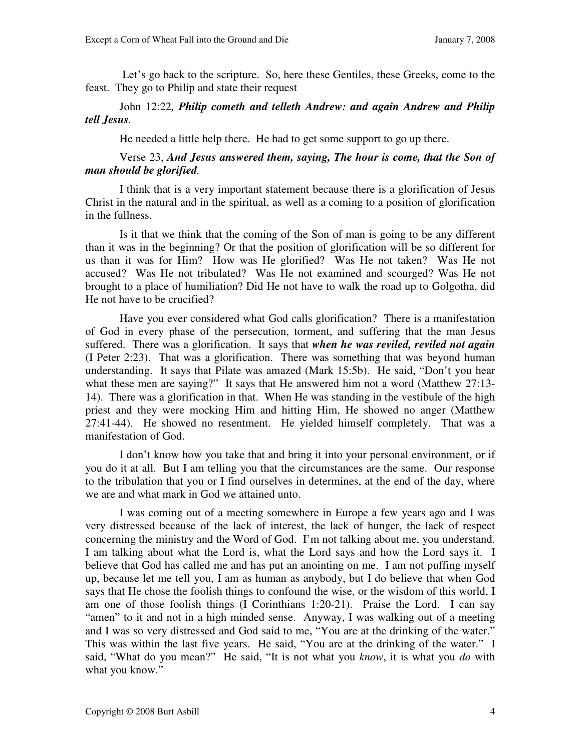Let's go back to the scripture. So, here these Gentiles, these Greeks, come to the feast. They go to Philip and state their request

John 12:22, ***Philip cometh and telleth Andrew: and again Andrew and Philip tell Jesus***.

He needed a little help there. He had to get some support to go up there.

Verse 23, ***And Jesus answered them, saying, The hour is come, that the Son of man should be glorified***.

I think that is a very important statement because there is a glorification of Jesus Christ in the natural and in the spiritual, as well as a coming to a position of glorification in the fullness.

Is it that we think that the coming of the Son of man is going to be any different than it was in the beginning? Or that the position of glorification will be so different for us than it was for Him? How was He glorified? Was He not taken? Was He not accused? Was He not tribulated? Was He not examined and scourged? Was He not brought to a place of humiliation? Did He not have to walk the road up to Golgotha, did He not have to be crucified?

Have you ever considered what God calls glorification? There is a manifestation of God in every phase of the persecution, torment, and suffering that the man Jesus suffered. There was a glorification. It says that ***when he was reviled, reviled not again*** (I Peter 2:23). That was a glorification. There was something that was beyond human understanding. It says that Pilate was amazed (Mark 15:5b). He said, "Don't you hear what these men are saying?" It says that He answered him not a word (Matthew 27:13-14). There was a glorification in that. When He was standing in the vestibule of the high priest and they were mocking Him and hitting Him, He showed no anger (Matthew 27:41-44). He showed no resentment. He yielded himself completely. That was a manifestation of God.

I don't know how you take that and bring it into your personal environment, or if you do it at all. But I am telling you that the circumstances are the same. Our response to the tribulation that you or I find ourselves in determines, at the end of the day, where we are and what mark in God we attained unto.

I was coming out of a meeting somewhere in Europe a few years ago and I was very distressed because of the lack of interest, the lack of hunger, the lack of respect concerning the ministry and the Word of God. I'm not talking about me, you understand. I am talking about what the Lord is, what the Lord says and how the Lord says it. I believe that God has called me and has put an anointing on me. I am not puffing myself up, because let me tell you, I am as human as anybody, but I do believe that when God says that He chose the foolish things to confound the wise, or the wisdom of this world, I am one of those foolish things (I Corinthians 1:20-21). Praise the Lord. I can say "amen" to it and not in a high minded sense. Anyway, I was walking out of a meeting and I was so very distressed and God said to me, "You are at the drinking of the water." This was within the last five years. He said, "You are at the drinking of the water." I said, "What do you mean?" He said, "It is not what you *know*, it is what you *do* with what you know."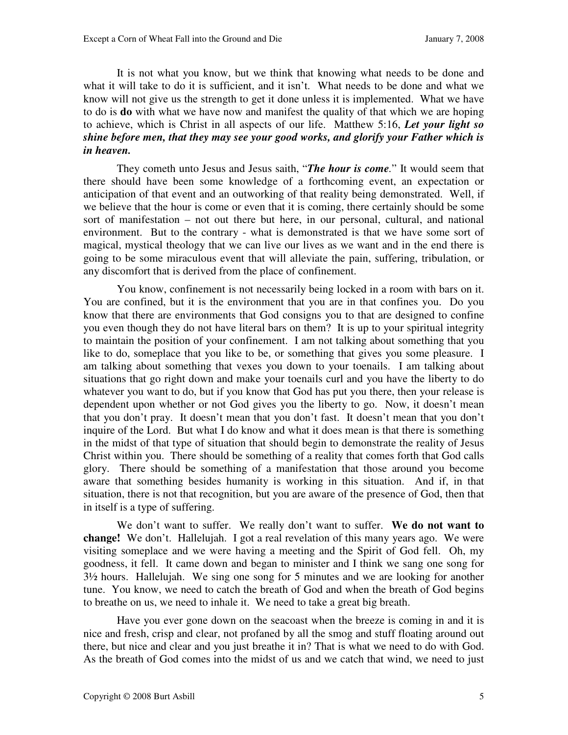It is not what you know, but we think that knowing what needs to be done and what it will take to do it is sufficient, and it isn't. What needs to be done and what we know will not give us the strength to get it done unless it is implemented. What we have to do is **do** with what we have now and manifest the quality of that which we are hoping to achieve, which is Christ in all aspects of our life. Matthew 5:16, ***Let your light so shine before men, that they may see your good works, and glorify your Father which is in heaven.***

They cometh unto Jesus and Jesus saith, "***The hour is come***." It would seem that there should have been some knowledge of a forthcoming event, an expectation or anticipation of that event and an outworking of that reality being demonstrated. Well, if we believe that the hour is come or even that it is coming, there certainly should be some sort of manifestation – not out there but here, in our personal, cultural, and national environment. But to the contrary - what is demonstrated is that we have some sort of magical, mystical theology that we can live our lives as we want and in the end there is going to be some miraculous event that will alleviate the pain, suffering, tribulation, or any discomfort that is derived from the place of confinement.

You know, confinement is not necessarily being locked in a room with bars on it. You are confined, but it is the environment that you are in that confines you. Do you know that there are environments that God consigns you to that are designed to confine you even though they do not have literal bars on them? It is up to your spiritual integrity to maintain the position of your confinement. I am not talking about something that you like to do, someplace that you like to be, or something that gives you some pleasure. I am talking about something that vexes you down to your toenails. I am talking about situations that go right down and make your toenails curl and you have the liberty to do whatever you want to do, but if you know that God has put you there, then your release is dependent upon whether or not God gives you the liberty to go. Now, it doesn't mean that you don't pray. It doesn't mean that you don't fast. It doesn't mean that you don't inquire of the Lord. But what I do know and what it does mean is that there is something in the midst of that type of situation that should begin to demonstrate the reality of Jesus Christ within you. There should be something of a reality that comes forth that God calls glory. There should be something of a manifestation that those around you become aware that something besides humanity is working in this situation. And if, in that situation, there is not that recognition, but you are aware of the presence of God, then that in itself is a type of suffering.

We don't want to suffer. We really don't want to suffer. **We do not want to change!** We don't. Hallelujah. I got a real revelation of this many years ago. We were visiting someplace and we were having a meeting and the Spirit of God fell. Oh, my goodness, it fell. It came down and began to minister and I think we sang one song for 3½ hours. Hallelujah. We sing one song for 5 minutes and we are looking for another tune. You know, we need to catch the breath of God and when the breath of God begins to breathe on us, we need to inhale it. We need to take a great big breath.

Have you ever gone down on the seacoast when the breeze is coming in and it is nice and fresh, crisp and clear, not profaned by all the smog and stuff floating around out there, but nice and clear and you just breathe it in? That is what we need to do with God. As the breath of God comes into the midst of us and we catch that wind, we need to just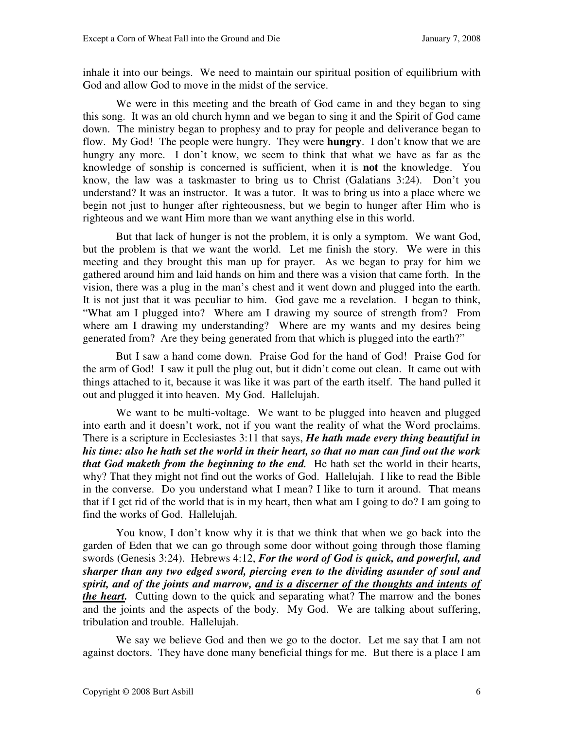inhale it into our beings. We need to maintain our spiritual position of equilibrium with God and allow God to move in the midst of the service.

We were in this meeting and the breath of God came in and they began to sing this song. It was an old church hymn and we began to sing it and the Spirit of God came down. The ministry began to prophesy and to pray for people and deliverance began to flow. My God! The people were hungry. They were **hungry**. I don't know that we are hungry any more. I don't know, we seem to think that what we have as far as the knowledge of sonship is concerned is sufficient, when it is **not** the knowledge. You know, the law was a taskmaster to bring us to Christ (Galatians 3:24). Don't you understand? It was an instructor. It was a tutor. It was to bring us into a place where we begin not just to hunger after righteousness, but we begin to hunger after Him who is righteous and we want Him more than we want anything else in this world.

But that lack of hunger is not the problem, it is only a symptom. We want God, but the problem is that we want the world. Let me finish the story. We were in this meeting and they brought this man up for prayer. As we began to pray for him we gathered around him and laid hands on him and there was a vision that came forth. In the vision, there was a plug in the man's chest and it went down and plugged into the earth. It is not just that it was peculiar to him. God gave me a revelation. I began to think, "What am I plugged into? Where am I drawing my source of strength from? From where am I drawing my understanding? Where are my wants and my desires being generated from? Are they being generated from that which is plugged into the earth?"

But I saw a hand come down. Praise God for the hand of God! Praise God for the arm of God! I saw it pull the plug out, but it didn't come out clean. It came out with things attached to it, because it was like it was part of the earth itself. The hand pulled it out and plugged it into heaven. My God. Hallelujah.

We want to be multi-voltage. We want to be plugged into heaven and plugged into earth and it doesn't work, not if you want the reality of what the Word proclaims. There is a scripture in Ecclesiastes 3:11 that says, ***He hath made every thing beautiful in his time: also he hath set the world in their heart, so that no man can find out the work that God maketh from the beginning to the end.*** He hath set the world in their hearts, why? That they might not find out the works of God. Hallelujah. I like to read the Bible in the converse. Do you understand what I mean? I like to turn it around. That means that if I get rid of the world that is in my heart, then what am I going to do? I am going to find the works of God. Hallelujah.

You know, I don't know why it is that we think that when we go back into the garden of Eden that we can go through some door without going through those flaming swords (Genesis 3:24). Hebrews 4:12, ***For the word of God is quick, and powerful, and sharper than any two edged sword, piercing even to the dividing asunder of soul and spirit, and of the joints and marrow, <u>and is a discerner of the thoughts and intents of the heart</u>.*** Cutting down to the quick and separating what? The marrow and the bones and the joints and the aspects of the body. My God. We are talking about suffering, tribulation and trouble. Hallelujah.

We say we believe God and then we go to the doctor. Let me say that I am not against doctors. They have done many beneficial things for me. But there is a place I am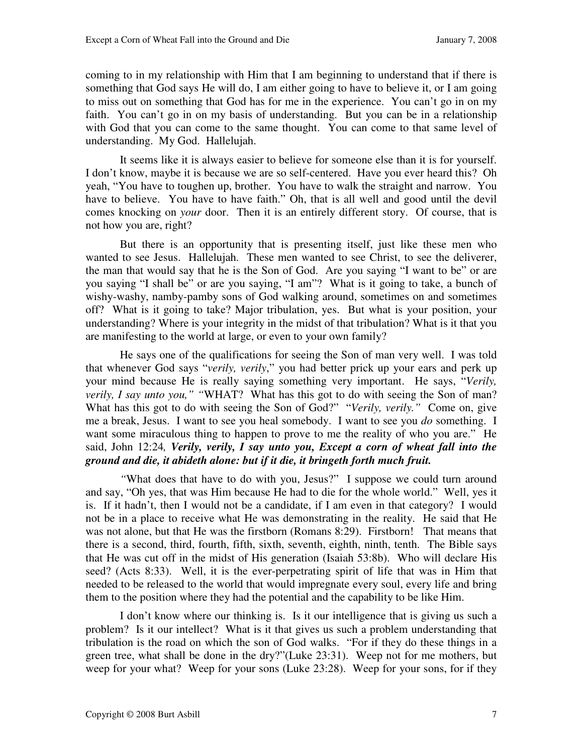coming to in my relationship with Him that I am beginning to understand that if there is something that God says He will do, I am either going to have to believe it, or I am going to miss out on something that God has for me in the experience. You can't go in on my faith. You can't go in on my basis of understanding. But you can be in a relationship with God that you can come to the same thought. You can come to that same level of understanding. My God. Hallelujah.

It seems like it is always easier to believe for someone else than it is for yourself. I don't know, maybe it is because we are so self-centered. Have you ever heard this? Oh yeah, "You have to toughen up, brother. You have to walk the straight and narrow. You have to believe. You have to have faith." Oh, that is all well and good until the devil comes knocking on *your* door. Then it is an entirely different story. Of course, that is not how you are, right?

But there is an opportunity that is presenting itself, just like these men who wanted to see Jesus. Hallelujah. These men wanted to see Christ, to see the deliverer, the man that would say that he is the Son of God. Are you saying "I want to be" or are you saying "I shall be" or are you saying, "I am"? What is it going to take, a bunch of wishy-washy, namby-pamby sons of God walking around, sometimes on and sometimes off? What is it going to take? Major tribulation, yes. But what is your position, your understanding? Where is your integrity in the midst of that tribulation? What is it that you are manifesting to the world at large, or even to your own family?

He says one of the qualifications for seeing the Son of man very well. I was told that whenever God says "*verily, verily*," you had better prick up your ears and perk up your mind because He is really saying something very important. He says, "*Verily, verily, I say unto you,*" "WHAT? What has this got to do with seeing the Son of man? What has this got to do with seeing the Son of God?" "*Verily, verily.*" Come on, give me a break, Jesus. I want to see you heal somebody. I want to see you *do* something. I want some miraculous thing to happen to prove to me the reality of who you are." He said, John 12:24, ***Verily, verily, I say unto you, Except a corn of wheat fall into the ground and die, it abideth alone: but if it die, it bringeth forth much fruit.***

"What does that have to do with you, Jesus?" I suppose we could turn around and say, "Oh yes, that was Him because He had to die for the whole world." Well, yes it is. If it hadn't, then I would not be a candidate, if I am even in that category? I would not be in a place to receive what He was demonstrating in the reality. He said that He was not alone, but that He was the firstborn (Romans 8:29). Firstborn! That means that there is a second, third, fourth, fifth, sixth, seventh, eighth, ninth, tenth. The Bible says that He was cut off in the midst of His generation (Isaiah 53:8b). Who will declare His seed? (Acts 8:33). Well, it is the ever-perpetrating spirit of life that was in Him that needed to be released to the world that would impregnate every soul, every life and bring them to the position where they had the potential and the capability to be like Him.

I don't know where our thinking is. Is it our intelligence that is giving us such a problem? Is it our intellect? What is it that gives us such a problem understanding that tribulation is the road on which the son of God walks. "For if they do these things in a green tree, what shall be done in the dry?"(Luke 23:31). Weep not for me mothers, but weep for your what? Weep for your sons (Luke 23:28). Weep for your sons, for if they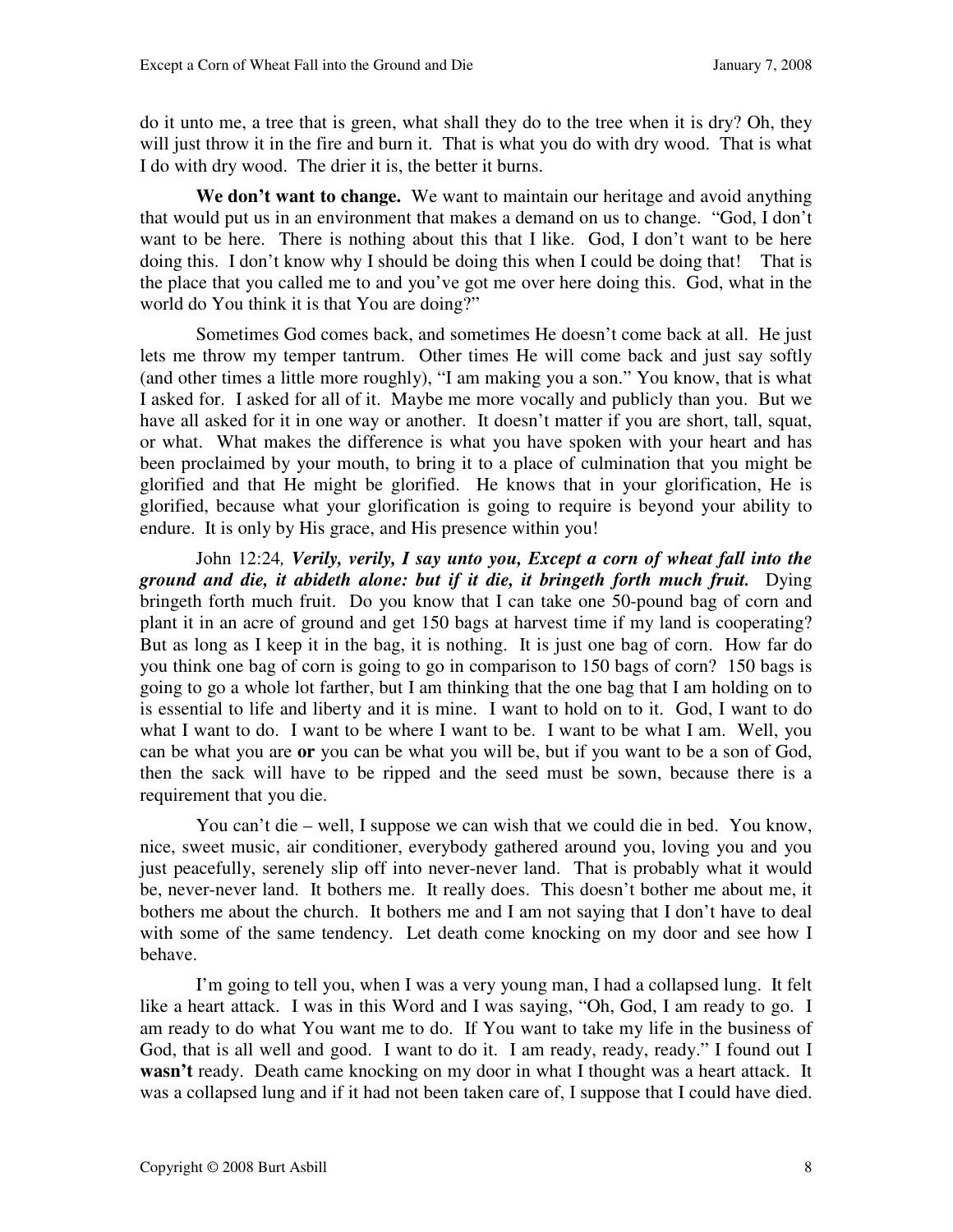do it unto me, a tree that is green, what shall they do to the tree when it is dry? Oh, they will just throw it in the fire and burn it. That is what you do with dry wood. That is what I do with dry wood. The drier it is, the better it burns.

**We don't want to change.** We want to maintain our heritage and avoid anything that would put us in an environment that makes a demand on us to change. "God, I don't want to be here. There is nothing about this that I like. God, I don't want to be here doing this. I don't know why I should be doing this when I could be doing that! That is the place that you called me to and you've got me over here doing this. God, what in the world do You think it is that You are doing?"

Sometimes God comes back, and sometimes He doesn't come back at all. He just lets me throw my temper tantrum. Other times He will come back and just say softly (and other times a little more roughly), "I am making you a son." You know, that is what I asked for. I asked for all of it. Maybe me more vocally and publicly than you. But we have all asked for it in one way or another. It doesn't matter if you are short, tall, squat, or what. What makes the difference is what you have spoken with your heart and has been proclaimed by your mouth, to bring it to a place of culmination that you might be glorified and that He might be glorified. He knows that in your glorification, He is glorified, because what your glorification is going to require is beyond your ability to endure. It is only by His grace, and His presence within you!

John 12:24, ***Verily, verily, I say unto you, Except a corn of wheat fall into the ground and die, it abideth alone: but if it die, it bringeth forth much fruit.*** Dying bringeth forth much fruit. Do you know that I can take one 50-pound bag of corn and plant it in an acre of ground and get 150 bags at harvest time if my land is cooperating? But as long as I keep it in the bag, it is nothing. It is just one bag of corn. How far do you think one bag of corn is going to go in comparison to 150 bags of corn? 150 bags is going to go a whole lot farther, but I am thinking that the one bag that I am holding on to is essential to life and liberty and it is mine. I want to hold on to it. God, I want to do what I want to do. I want to be where I want to be. I want to be what I am. Well, you can be what you are **or** you can be what you will be, but if you want to be a son of God, then the sack will have to be ripped and the seed must be sown, because there is a requirement that you die.

You can't die – well, I suppose we can wish that we could die in bed. You know, nice, sweet music, air conditioner, everybody gathered around you, loving you and you just peacefully, serenely slip off into never-never land. That is probably what it would be, never-never land. It bothers me. It really does. This doesn't bother me about me, it bothers me about the church. It bothers me and I am not saying that I don't have to deal with some of the same tendency. Let death come knocking on my door and see how I behave.

I'm going to tell you, when I was a very young man, I had a collapsed lung. It felt like a heart attack. I was in this Word and I was saying, "Oh, God, I am ready to go. I am ready to do what You want me to do. If You want to take my life in the business of God, that is all well and good. I want to do it. I am ready, ready, ready." I found out I **wasn't** ready. Death came knocking on my door in what I thought was a heart attack. It was a collapsed lung and if it had not been taken care of, I suppose that I could have died.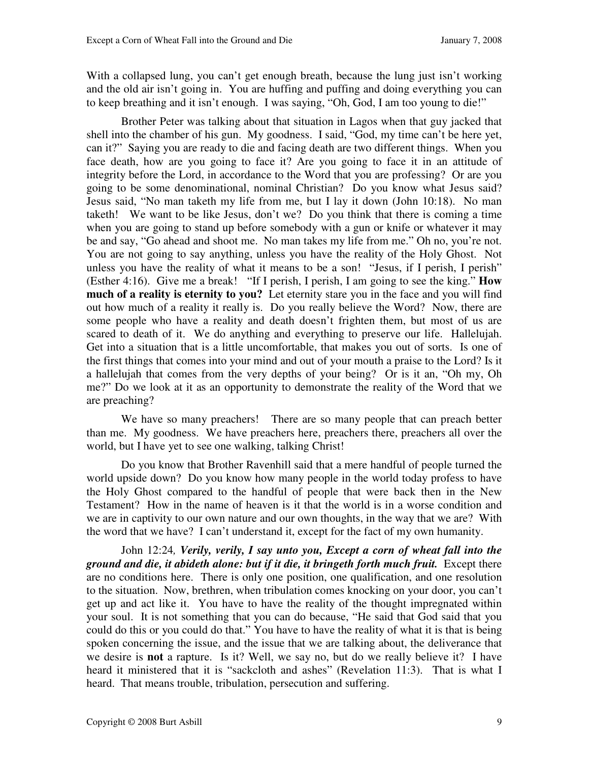With a collapsed lung, you can't get enough breath, because the lung just isn't working and the old air isn't going in. You are huffing and puffing and doing everything you can to keep breathing and it isn't enough. I was saying, "Oh, God, I am too young to die!"

Brother Peter was talking about that situation in Lagos when that guy jacked that shell into the chamber of his gun. My goodness. I said, "God, my time can't be here yet, can it?" Saying you are ready to die and facing death are two different things. When you face death, how are you going to face it? Are you going to face it in an attitude of integrity before the Lord, in accordance to the Word that you are professing? Or are you going to be some denominational, nominal Christian? Do you know what Jesus said? Jesus said, "No man taketh my life from me, but I lay it down (John 10:18). No man taketh! We want to be like Jesus, don't we? Do you think that there is coming a time when you are going to stand up before somebody with a gun or knife or whatever it may be and say, "Go ahead and shoot me. No man takes my life from me." Oh no, you're not. You are not going to say anything, unless you have the reality of the Holy Ghost. Not unless you have the reality of what it means to be a son! "Jesus, if I perish, I perish" (Esther 4:16). Give me a break! "If I perish, I perish, I am going to see the king." **How much of a reality is eternity to you?** Let eternity stare you in the face and you will find out how much of a reality it really is. Do you really believe the Word? Now, there are some people who have a reality and death doesn't frighten them, but most of us are scared to death of it. We do anything and everything to preserve our life. Hallelujah. Get into a situation that is a little uncomfortable, that makes you out of sorts. Is one of the first things that comes into your mind and out of your mouth a praise to the Lord? Is it a hallelujah that comes from the very depths of your being? Or is it an, "Oh my, Oh me?" Do we look at it as an opportunity to demonstrate the reality of the Word that we are preaching?

We have so many preachers! There are so many people that can preach better than me. My goodness. We have preachers here, preachers there, preachers all over the world, but I have yet to see one walking, talking Christ!

Do you know that Brother Ravenhill said that a mere handful of people turned the world upside down? Do you know how many people in the world today profess to have the Holy Ghost compared to the handful of people that were back then in the New Testament? How in the name of heaven is it that the world is in a worse condition and we are in captivity to our own nature and our own thoughts, in the way that we are? With the word that we have? I can't understand it, except for the fact of my own humanity.

John 12:24*, **Verily, verily, I say unto you, Except a corn of wheat fall into the ground and die, it abideth alone: but if it die, it bringeth forth much fruit.*** Except there are no conditions here. There is only one position, one qualification, and one resolution to the situation. Now, brethren, when tribulation comes knocking on your door, you can't get up and act like it. You have to have the reality of the thought impregnated within your soul. It is not something that you can do because, "He said that God said that you could do this or you could do that." You have to have the reality of what it is that is being spoken concerning the issue, and the issue that we are talking about, the deliverance that we desire is **not** a rapture. Is it? Well, we say no, but do we really believe it? I have heard it ministered that it is "sackcloth and ashes" (Revelation 11:3). That is what I heard. That means trouble, tribulation, persecution and suffering.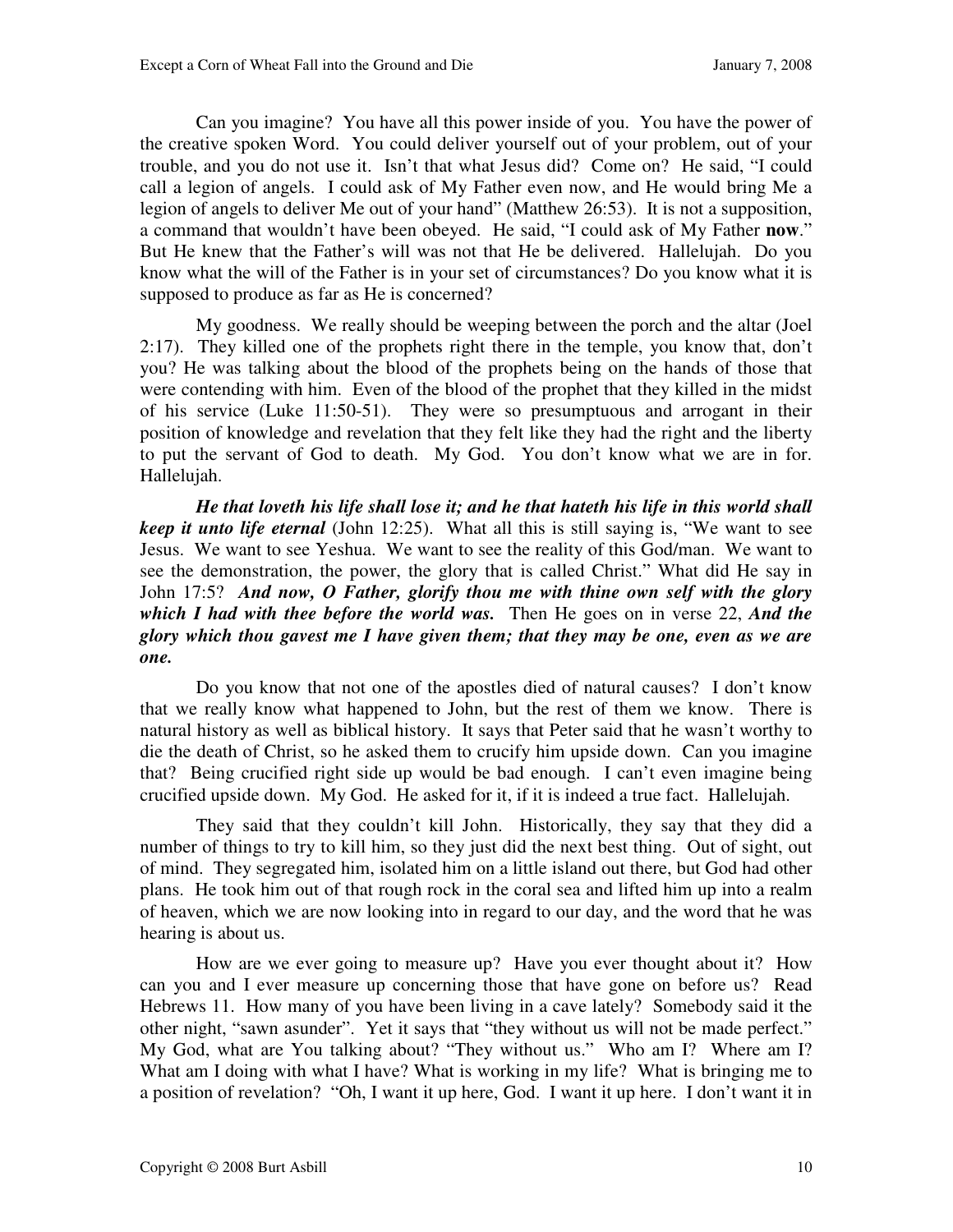Can you imagine? You have all this power inside of you. You have the power of the creative spoken Word. You could deliver yourself out of your problem, out of your trouble, and you do not use it. Isn't that what Jesus did? Come on? He said, "I could call a legion of angels. I could ask of My Father even now, and He would bring Me a legion of angels to deliver Me out of your hand" (Matthew 26:53). It is not a supposition, a command that wouldn't have been obeyed. He said, "I could ask of My Father **now**." But He knew that the Father's will was not that He be delivered. Hallelujah. Do you know what the will of the Father is in your set of circumstances? Do you know what it is supposed to produce as far as He is concerned?

My goodness. We really should be weeping between the porch and the altar (Joel 2:17). They killed one of the prophets right there in the temple, you know that, don't you? He was talking about the blood of the prophets being on the hands of those that were contending with him. Even of the blood of the prophet that they killed in the midst of his service (Luke 11:50-51). They were so presumptuous and arrogant in their position of knowledge and revelation that they felt like they had the right and the liberty to put the servant of God to death. My God. You don't know what we are in for. Hallelujah.

***He that loveth his life shall lose it; and he that hateth his life in this world shall keep it unto life eternal*** (John 12:25). What all this is still saying is, "We want to see Jesus. We want to see Yeshua. We want to see the reality of this God/man. We want to see the demonstration, the power, the glory that is called Christ." What did He say in John 17:5? ***And now, O Father, glorify thou me with thine own self with the glory which I had with thee before the world was.*** Then He goes on in verse 22, ***And the glory which thou gavest me I have given them; that they may be one, even as we are one.***

Do you know that not one of the apostles died of natural causes? I don't know that we really know what happened to John, but the rest of them we know. There is natural history as well as biblical history. It says that Peter said that he wasn't worthy to die the death of Christ, so he asked them to crucify him upside down. Can you imagine that? Being crucified right side up would be bad enough. I can't even imagine being crucified upside down. My God. He asked for it, if it is indeed a true fact. Hallelujah.

They said that they couldn't kill John. Historically, they say that they did a number of things to try to kill him, so they just did the next best thing. Out of sight, out of mind. They segregated him, isolated him on a little island out there, but God had other plans. He took him out of that rough rock in the coral sea and lifted him up into a realm of heaven, which we are now looking into in regard to our day, and the word that he was hearing is about us.

How are we ever going to measure up? Have you ever thought about it? How can you and I ever measure up concerning those that have gone on before us? Read Hebrews 11. How many of you have been living in a cave lately? Somebody said it the other night, "sawn asunder". Yet it says that "they without us will not be made perfect." My God, what are You talking about? "They without us." Who am I? Where am I? What am I doing with what I have? What is working in my life? What is bringing me to a position of revelation? "Oh, I want it up here, God. I want it up here. I don't want it in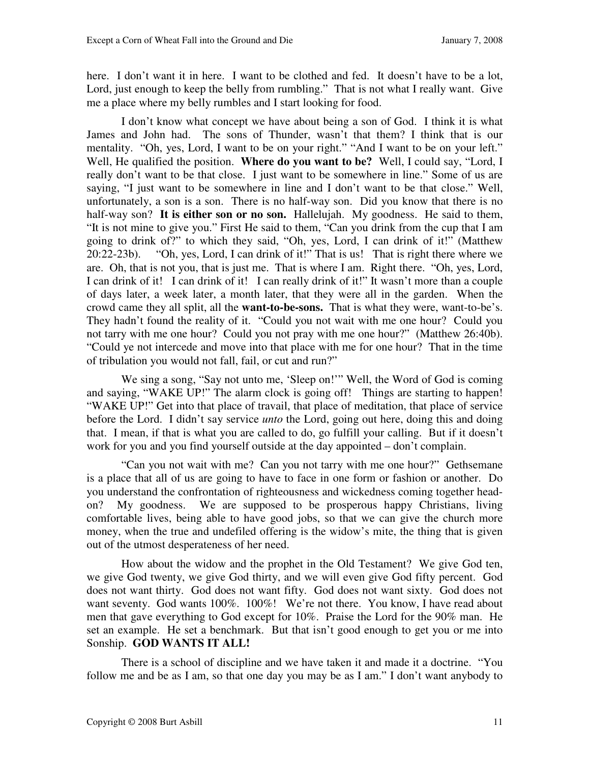here. I don't want it in here. I want to be clothed and fed. It doesn't have to be a lot, Lord, just enough to keep the belly from rumbling." That is not what I really want. Give me a place where my belly rumbles and I start looking for food.

I don't know what concept we have about being a son of God. I think it is what James and John had. The sons of Thunder, wasn't that them? I think that is our mentality. "Oh, yes, Lord, I want to be on your right." "And I want to be on your left." Well, He qualified the position. **Where do you want to be?** Well, I could say, "Lord, I really don't want to be that close. I just want to be somewhere in line." Some of us are saying, "I just want to be somewhere in line and I don't want to be that close." Well, unfortunately, a son is a son. There is no half-way son. Did you know that there is no half-way son? **It is either son or no son.** Hallelujah. My goodness. He said to them, "It is not mine to give you." First He said to them, "Can you drink from the cup that I am going to drink of?" to which they said, "Oh, yes, Lord, I can drink of it!" (Matthew 20:22-23b). "Oh, yes, Lord, I can drink of it!" That is us! That is right there where we are. Oh, that is not you, that is just me. That is where I am. Right there. "Oh, yes, Lord, I can drink of it! I can drink of it! I can really drink of it!" It wasn't more than a couple of days later, a week later, a month later, that they were all in the garden. When the crowd came they all split, all the **want-to-be-sons.** That is what they were, want-to-be's. They hadn't found the reality of it. "Could you not wait with me one hour? Could you not tarry with me one hour? Could you not pray with me one hour?" (Matthew 26:40b). "Could ye not intercede and move into that place with me for one hour? That in the time of tribulation you would not fall, fail, or cut and run?"

We sing a song, "Say not unto me, 'Sleep on!'" Well, the Word of God is coming and saying, "WAKE UP!" The alarm clock is going off! Things are starting to happen! "WAKE UP!" Get into that place of travail, that place of meditation, that place of service before the Lord. I didn't say service *unto* the Lord, going out here, doing this and doing that. I mean, if that is what you are called to do, go fulfill your calling. But if it doesn't work for you and you find yourself outside at the day appointed – don't complain.

"Can you not wait with me? Can you not tarry with me one hour?" Gethsemane is a place that all of us are going to have to face in one form or fashion or another. Do you understand the confrontation of righteousness and wickedness coming together head-on? My goodness. We are supposed to be prosperous happy Christians, living comfortable lives, being able to have good jobs, so that we can give the church more money, when the true and undefiled offering is the widow's mite, the thing that is given out of the utmost desperateness of her need.

How about the widow and the prophet in the Old Testament? We give God ten, we give God twenty, we give God thirty, and we will even give God fifty percent. God does not want thirty. God does not want fifty. God does not want sixty. God does not want seventy. God wants 100%. 100%! We're not there. You know, I have read about men that gave everything to God except for 10%. Praise the Lord for the 90% man. He set an example. He set a benchmark. But that isn't good enough to get you or me into Sonship. **GOD WANTS IT ALL!**

There is a school of discipline and we have taken it and made it a doctrine. "You follow me and be as I am, so that one day you may be as I am." I don't want anybody to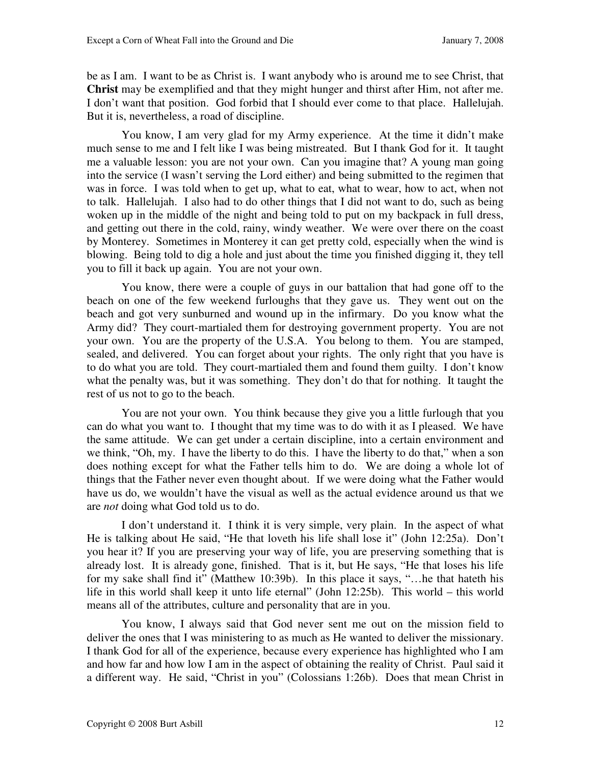be as I am. I want to be as Christ is. I want anybody who is around me to see Christ, that **Christ** may be exemplified and that they might hunger and thirst after Him, not after me. I don't want that position. God forbid that I should ever come to that place. Hallelujah. But it is, nevertheless, a road of discipline.

You know, I am very glad for my Army experience. At the time it didn't make much sense to me and I felt like I was being mistreated. But I thank God for it. It taught me a valuable lesson: you are not your own. Can you imagine that? A young man going into the service (I wasn't serving the Lord either) and being submitted to the regimen that was in force. I was told when to get up, what to eat, what to wear, how to act, when not to talk. Hallelujah. I also had to do other things that I did not want to do, such as being woken up in the middle of the night and being told to put on my backpack in full dress, and getting out there in the cold, rainy, windy weather. We were over there on the coast by Monterey. Sometimes in Monterey it can get pretty cold, especially when the wind is blowing. Being told to dig a hole and just about the time you finished digging it, they tell you to fill it back up again. You are not your own.

You know, there were a couple of guys in our battalion that had gone off to the beach on one of the few weekend furloughs that they gave us. They went out on the beach and got very sunburned and wound up in the infirmary. Do you know what the Army did? They court-martialed them for destroying government property. You are not your own. You are the property of the U.S.A. You belong to them. You are stamped, sealed, and delivered. You can forget about your rights. The only right that you have is to do what you are told. They court-martialed them and found them guilty. I don't know what the penalty was, but it was something. They don't do that for nothing. It taught the rest of us not to go to the beach.

You are not your own. You think because they give you a little furlough that you can do what you want to. I thought that my time was to do with it as I pleased. We have the same attitude. We can get under a certain discipline, into a certain environment and we think, "Oh, my. I have the liberty to do this. I have the liberty to do that," when a son does nothing except for what the Father tells him to do. We are doing a whole lot of things that the Father never even thought about. If we were doing what the Father would have us do, we wouldn't have the visual as well as the actual evidence around us that we are *not* doing what God told us to do.

I don't understand it. I think it is very simple, very plain. In the aspect of what He is talking about He said, "He that loveth his life shall lose it" (John 12:25a). Don't you hear it? If you are preserving your way of life, you are preserving something that is already lost. It is already gone, finished. That is it, but He says, "He that loses his life for my sake shall find it" (Matthew 10:39b). In this place it says, "…he that hateth his life in this world shall keep it unto life eternal" (John 12:25b). This world – this world means all of the attributes, culture and personality that are in you.

You know, I always said that God never sent me out on the mission field to deliver the ones that I was ministering to as much as He wanted to deliver the missionary. I thank God for all of the experience, because every experience has highlighted who I am and how far and how low I am in the aspect of obtaining the reality of Christ. Paul said it a different way. He said, "Christ in you" (Colossians 1:26b). Does that mean Christ in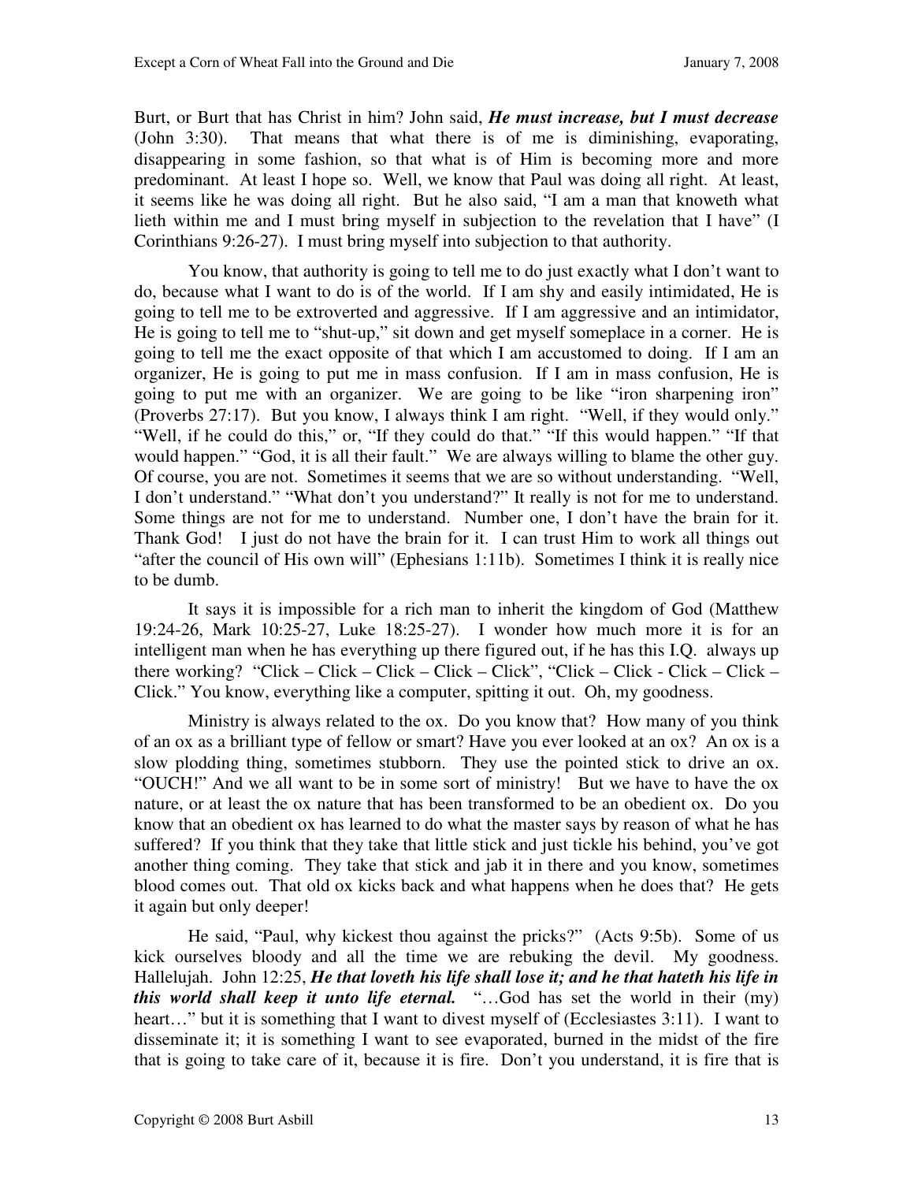Burt, or Burt that has Christ in him? John said, ***He must increase, but I must decrease*** (John 3:30). That means that what there is of me is diminishing, evaporating, disappearing in some fashion, so that what is of Him is becoming more and more predominant. At least I hope so. Well, we know that Paul was doing all right. At least, it seems like he was doing all right. But he also said, "I am a man that knoweth what lieth within me and I must bring myself in subjection to the revelation that I have" (I Corinthians 9:26-27). I must bring myself into subjection to that authority.

You know, that authority is going to tell me to do just exactly what I don't want to do, because what I want to do is of the world. If I am shy and easily intimidated, He is going to tell me to be extroverted and aggressive. If I am aggressive and an intimidator, He is going to tell me to "shut-up," sit down and get myself someplace in a corner. He is going to tell me the exact opposite of that which I am accustomed to doing. If I am an organizer, He is going to put me in mass confusion. If I am in mass confusion, He is going to put me with an organizer. We are going to be like "iron sharpening iron" (Proverbs 27:17). But you know, I always think I am right. "Well, if they would only." "Well, if he could do this," or, "If they could do that." "If this would happen." "If that would happen." "God, it is all their fault." We are always willing to blame the other guy. Of course, you are not. Sometimes it seems that we are so without understanding. "Well, I don't understand." "What don't you understand?" It really is not for me to understand. Some things are not for me to understand. Number one, I don't have the brain for it. Thank God! I just do not have the brain for it. I can trust Him to work all things out "after the council of His own will" (Ephesians 1:11b). Sometimes I think it is really nice to be dumb.

It says it is impossible for a rich man to inherit the kingdom of God (Matthew 19:24-26, Mark 10:25-27, Luke 18:25-27). I wonder how much more it is for an intelligent man when he has everything up there figured out, if he has this I.Q. always up there working? "Click – Click – Click – Click – Click", "Click – Click - Click – Click – Click." You know, everything like a computer, spitting it out. Oh, my goodness.

Ministry is always related to the ox. Do you know that? How many of you think of an ox as a brilliant type of fellow or smart? Have you ever looked at an ox? An ox is a slow plodding thing, sometimes stubborn. They use the pointed stick to drive an ox. "OUCH!" And we all want to be in some sort of ministry! But we have to have the ox nature, or at least the ox nature that has been transformed to be an obedient ox. Do you know that an obedient ox has learned to do what the master says by reason of what he has suffered? If you think that they take that little stick and just tickle his behind, you've got another thing coming. They take that stick and jab it in there and you know, sometimes blood comes out. That old ox kicks back and what happens when he does that? He gets it again but only deeper!

He said, "Paul, why kickest thou against the pricks?" (Acts 9:5b). Some of us kick ourselves bloody and all the time we are rebuking the devil. My goodness. Hallelujah. John 12:25, ***He that loveth his life shall lose it; and he that hateth his life in this world shall keep it unto life eternal.*** "…God has set the world in their (my) heart…" but it is something that I want to divest myself of (Ecclesiastes 3:11). I want to disseminate it; it is something I want to see evaporated, burned in the midst of the fire that is going to take care of it, because it is fire. Don't you understand, it is fire that is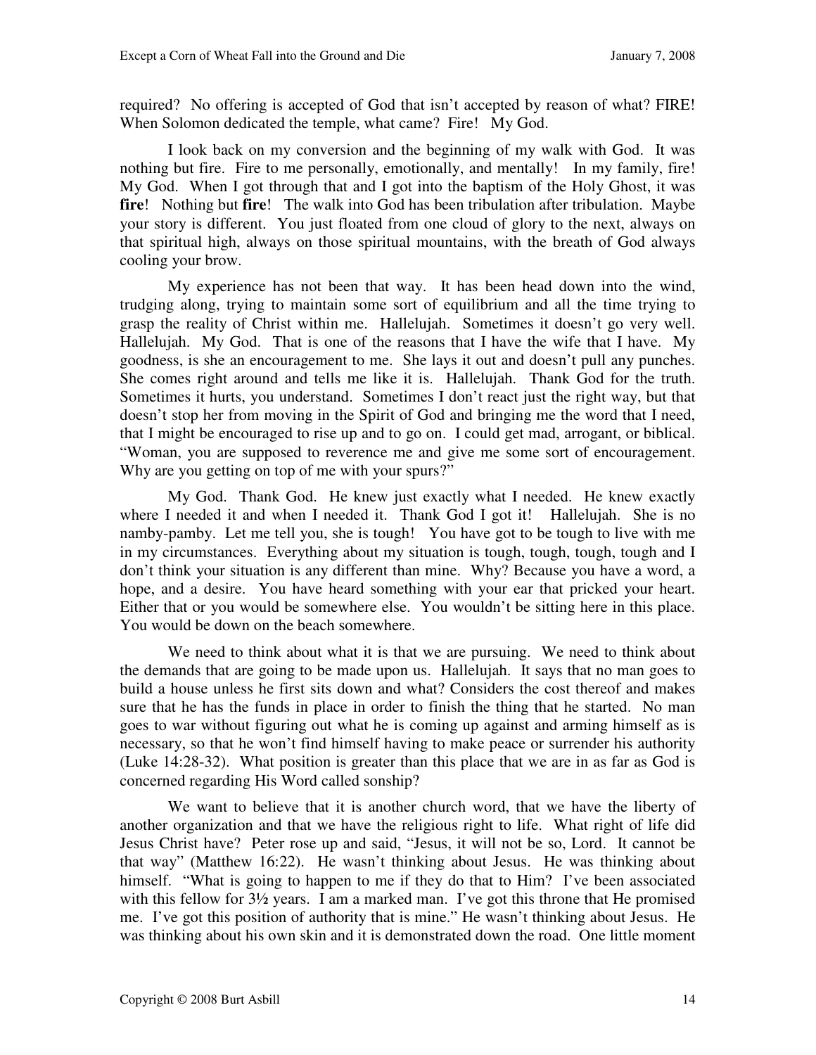required? No offering is accepted of God that isn't accepted by reason of what? FIRE! When Solomon dedicated the temple, what came? Fire! My God.

I look back on my conversion and the beginning of my walk with God. It was nothing but fire. Fire to me personally, emotionally, and mentally! In my family, fire! My God. When I got through that and I got into the baptism of the Holy Ghost, it was **fire**! Nothing but **fire**! The walk into God has been tribulation after tribulation. Maybe your story is different. You just floated from one cloud of glory to the next, always on that spiritual high, always on those spiritual mountains, with the breath of God always cooling your brow.

My experience has not been that way. It has been head down into the wind, trudging along, trying to maintain some sort of equilibrium and all the time trying to grasp the reality of Christ within me. Hallelujah. Sometimes it doesn't go very well. Hallelujah. My God. That is one of the reasons that I have the wife that I have. My goodness, is she an encouragement to me. She lays it out and doesn't pull any punches. She comes right around and tells me like it is. Hallelujah. Thank God for the truth. Sometimes it hurts, you understand. Sometimes I don't react just the right way, but that doesn't stop her from moving in the Spirit of God and bringing me the word that I need, that I might be encouraged to rise up and to go on. I could get mad, arrogant, or biblical. "Woman, you are supposed to reverence me and give me some sort of encouragement. Why are you getting on top of me with your spurs?"

My God. Thank God. He knew just exactly what I needed. He knew exactly where I needed it and when I needed it. Thank God I got it! Hallelujah. She is no namby-pamby. Let me tell you, she is tough! You have got to be tough to live with me in my circumstances. Everything about my situation is tough, tough, tough, tough and I don't think your situation is any different than mine. Why? Because you have a word, a hope, and a desire. You have heard something with your ear that pricked your heart. Either that or you would be somewhere else. You wouldn't be sitting here in this place. You would be down on the beach somewhere.

We need to think about what it is that we are pursuing. We need to think about the demands that are going to be made upon us. Hallelujah. It says that no man goes to build a house unless he first sits down and what? Considers the cost thereof and makes sure that he has the funds in place in order to finish the thing that he started. No man goes to war without figuring out what he is coming up against and arming himself as is necessary, so that he won't find himself having to make peace or surrender his authority (Luke 14:28-32). What position is greater than this place that we are in as far as God is concerned regarding His Word called sonship?

We want to believe that it is another church word, that we have the liberty of another organization and that we have the religious right to life. What right of life did Jesus Christ have? Peter rose up and said, "Jesus, it will not be so, Lord. It cannot be that way" (Matthew 16:22). He wasn't thinking about Jesus. He was thinking about himself. "What is going to happen to me if they do that to Him? I've been associated with this fellow for 3½ years. I am a marked man. I've got this throne that He promised me. I've got this position of authority that is mine." He wasn't thinking about Jesus. He was thinking about his own skin and it is demonstrated down the road. One little moment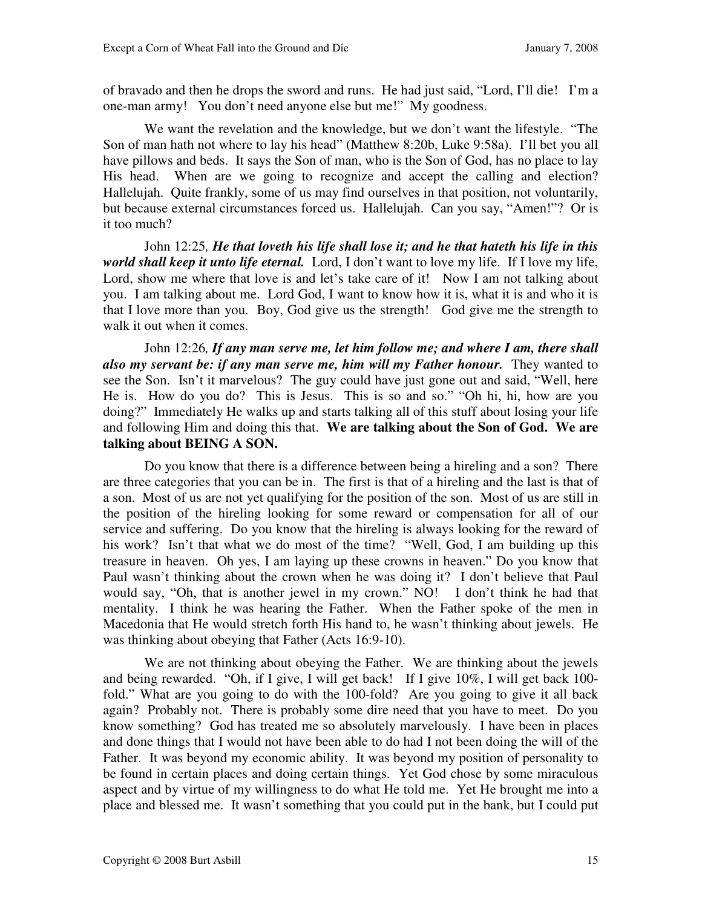of bravado and then he drops the sword and runs. He had just said, "Lord, I'll die! I'm a one-man army! You don't need anyone else but me!" My goodness.

We want the revelation and the knowledge, but we don't want the lifestyle. "The Son of man hath not where to lay his head" (Matthew 8:20b, Luke 9:58a). I'll bet you all have pillows and beds. It says the Son of man, who is the Son of God, has no place to lay His head. When are we going to recognize and accept the calling and election? Hallelujah. Quite frankly, some of us may find ourselves in that position, not voluntarily, but because external circumstances forced us. Hallelujah. Can you say, "Amen!"? Or is it too much?

John 12:25, ***He that loveth his life shall lose it; and he that hateth his life in this world shall keep it unto life eternal.*** Lord, I don't want to love my life. If I love my life, Lord, show me where that love is and let's take care of it! Now I am not talking about you. I am talking about me. Lord God, I want to know how it is, what it is and who it is that I love more than you. Boy, God give us the strength! God give me the strength to walk it out when it comes.

John 12:26, ***If any man serve me, let him follow me; and where I am, there shall also my servant be: if any man serve me, him will my Father honour.*** They wanted to see the Son. Isn't it marvelous? The guy could have just gone out and said, "Well, here He is. How do you do? This is Jesus. This is so and so." "Oh hi, hi, how are you doing?" Immediately He walks up and starts talking all of this stuff about losing your life and following Him and doing this that. **We are talking about the Son of God. We are talking about BEING A SON.**

Do you know that there is a difference between being a hireling and a son? There are three categories that you can be in. The first is that of a hireling and the last is that of a son. Most of us are not yet qualifying for the position of the son. Most of us are still in the position of the hireling looking for some reward or compensation for all of our service and suffering. Do you know that the hireling is always looking for the reward of his work? Isn't that what we do most of the time? "Well, God, I am building up this treasure in heaven. Oh yes, I am laying up these crowns in heaven." Do you know that Paul wasn't thinking about the crown when he was doing it? I don't believe that Paul would say, "Oh, that is another jewel in my crown." NO! I don't think he had that mentality. I think he was hearing the Father. When the Father spoke of the men in Macedonia that He would stretch forth His hand to, he wasn't thinking about jewels. He was thinking about obeying that Father (Acts 16:9-10).

We are not thinking about obeying the Father. We are thinking about the jewels and being rewarded. "Oh, if I give, I will get back! If I give 10%, I will get back 100-fold." What are you going to do with the 100-fold? Are you going to give it all back again? Probably not. There is probably some dire need that you have to meet. Do you know something? God has treated me so absolutely marvelously. I have been in places and done things that I would not have been able to do had I not been doing the will of the Father. It was beyond my economic ability. It was beyond my position of personality to be found in certain places and doing certain things. Yet God chose by some miraculous aspect and by virtue of my willingness to do what He told me. Yet He brought me into a place and blessed me. It wasn't something that you could put in the bank, but I could put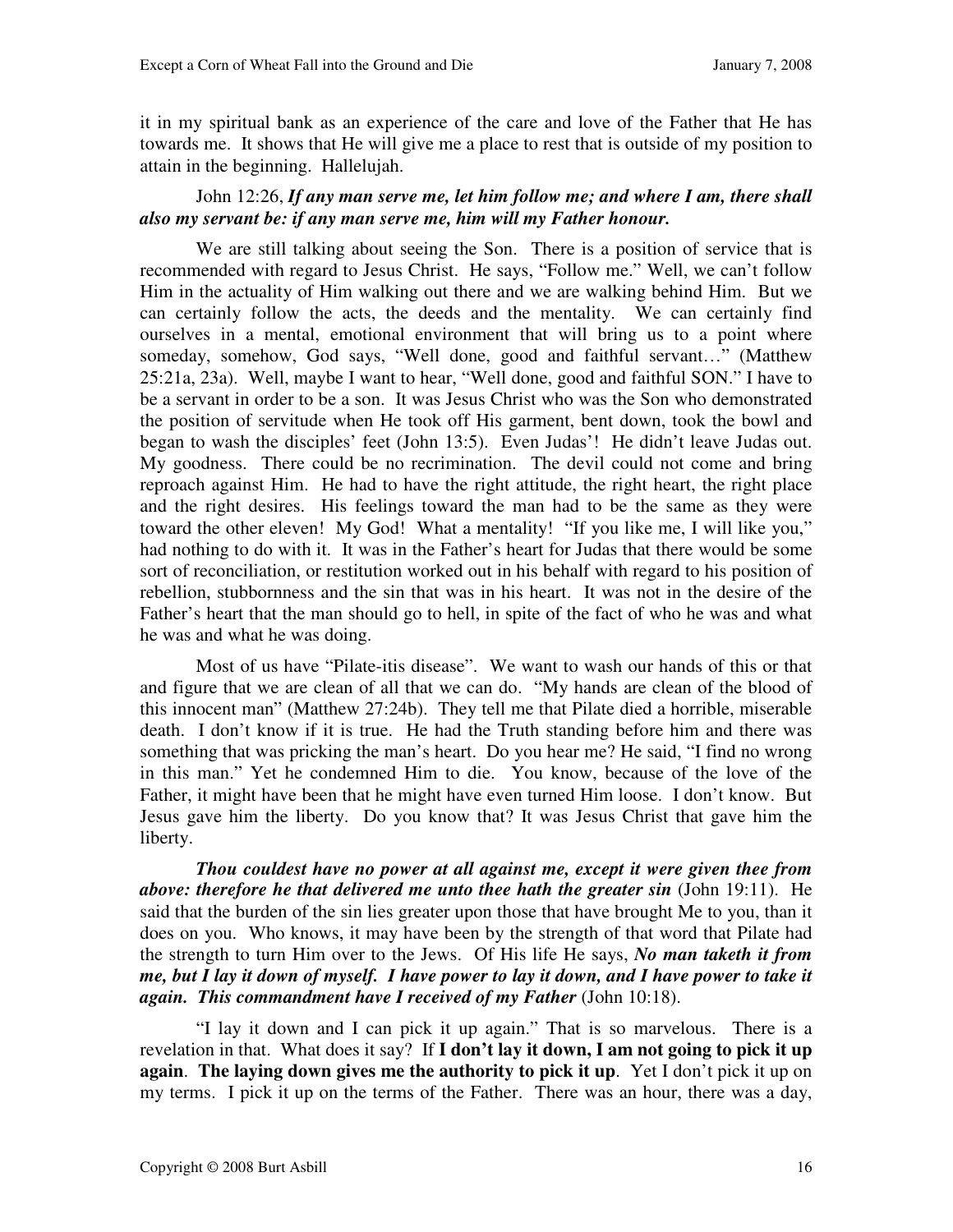it in my spiritual bank as an experience of the care and love of the Father that He has towards me. It shows that He will give me a place to rest that is outside of my position to attain in the beginning. Hallelujah.

John 12:26, ***If any man serve me, let him follow me; and where I am, there shall also my servant be: if any man serve me, him will my Father honour.***

We are still talking about seeing the Son. There is a position of service that is recommended with regard to Jesus Christ. He says, "Follow me." Well, we can't follow Him in the actuality of Him walking out there and we are walking behind Him. But we can certainly follow the acts, the deeds and the mentality. We can certainly find ourselves in a mental, emotional environment that will bring us to a point where someday, somehow, God says, "Well done, good and faithful servant…" (Matthew 25:21a, 23a). Well, maybe I want to hear, "Well done, good and faithful SON." I have to be a servant in order to be a son. It was Jesus Christ who was the Son who demonstrated the position of servitude when He took off His garment, bent down, took the bowl and began to wash the disciples' feet (John 13:5). Even Judas'! He didn't leave Judas out. My goodness. There could be no recrimination. The devil could not come and bring reproach against Him. He had to have the right attitude, the right heart, the right place and the right desires. His feelings toward the man had to be the same as they were toward the other eleven! My God! What a mentality! "If you like me, I will like you," had nothing to do with it. It was in the Father's heart for Judas that there would be some sort of reconciliation, or restitution worked out in his behalf with regard to his position of rebellion, stubbornness and the sin that was in his heart. It was not in the desire of the Father's heart that the man should go to hell, in spite of the fact of who he was and what he was and what he was doing.

Most of us have "Pilate-itis disease". We want to wash our hands of this or that and figure that we are clean of all that we can do. "My hands are clean of the blood of this innocent man" (Matthew 27:24b). They tell me that Pilate died a horrible, miserable death. I don't know if it is true. He had the Truth standing before him and there was something that was pricking the man's heart. Do you hear me? He said, "I find no wrong in this man." Yet he condemned Him to die. You know, because of the love of the Father, it might have been that he might have even turned Him loose. I don't know. But Jesus gave him the liberty. Do you know that? It was Jesus Christ that gave him the liberty.

***Thou couldest have no power at all against me, except it were given thee from above: therefore he that delivered me unto thee hath the greater sin*** (John 19:11). He said that the burden of the sin lies greater upon those that have brought Me to you, than it does on you. Who knows, it may have been by the strength of that word that Pilate had the strength to turn Him over to the Jews. Of His life He says, ***No man taketh it from me, but I lay it down of myself. I have power to lay it down, and I have power to take it again. This commandment have I received of my Father*** (John 10:18).

"I lay it down and I can pick it up again." That is so marvelous. There is a revelation in that. What does it say? If **I don't lay it down, I am not going to pick it up again**. **The laying down gives me the authority to pick it up**. Yet I don't pick it up on my terms. I pick it up on the terms of the Father. There was an hour, there was a day,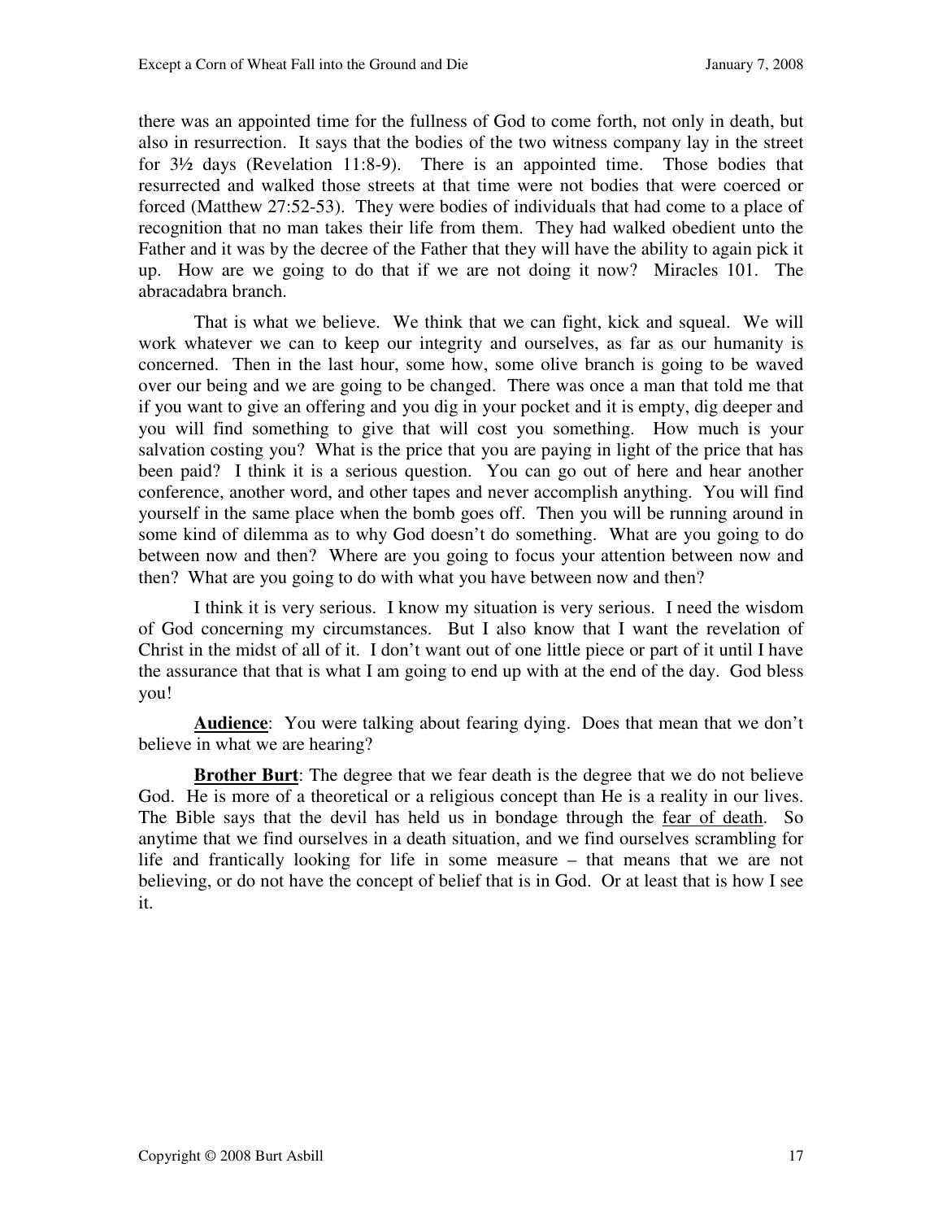there was an appointed time for the fullness of God to come forth, not only in death, but also in resurrection. It says that the bodies of the two witness company lay in the street for 3½ days (Revelation 11:8-9). There is an appointed time. Those bodies that resurrected and walked those streets at that time were not bodies that were coerced or forced (Matthew 27:52-53). They were bodies of individuals that had come to a place of recognition that no man takes their life from them. They had walked obedient unto the Father and it was by the decree of the Father that they will have the ability to again pick it up. How are we going to do that if we are not doing it now? Miracles 101. The abracadabra branch.

That is what we believe. We think that we can fight, kick and squeal. We will work whatever we can to keep our integrity and ourselves, as far as our humanity is concerned. Then in the last hour, some how, some olive branch is going to be waved over our being and we are going to be changed. There was once a man that told me that if you want to give an offering and you dig in your pocket and it is empty, dig deeper and you will find something to give that will cost you something. How much is your salvation costing you? What is the price that you are paying in light of the price that has been paid? I think it is a serious question. You can go out of here and hear another conference, another word, and other tapes and never accomplish anything. You will find yourself in the same place when the bomb goes off. Then you will be running around in some kind of dilemma as to why God doesn't do something. What are you going to do between now and then? Where are you going to focus your attention between now and then? What are you going to do with what you have between now and then?

I think it is very serious. I know my situation is very serious. I need the wisdom of God concerning my circumstances. But I also know that I want the revelation of Christ in the midst of all of it. I don't want out of one little piece or part of it until I have the assurance that that is what I am going to end up with at the end of the day. God bless you!

**Audience**: You were talking about fearing dying. Does that mean that we don't believe in what we are hearing?

**Brother Burt**: The degree that we fear death is the degree that we do not believe God. He is more of a theoretical or a religious concept than He is a reality in our lives. The Bible says that the devil has held us in bondage through the fear of death. So anytime that we find ourselves in a death situation, and we find ourselves scrambling for life and frantically looking for life in some measure – that means that we are not believing, or do not have the concept of belief that is in God. Or at least that is how I see it.